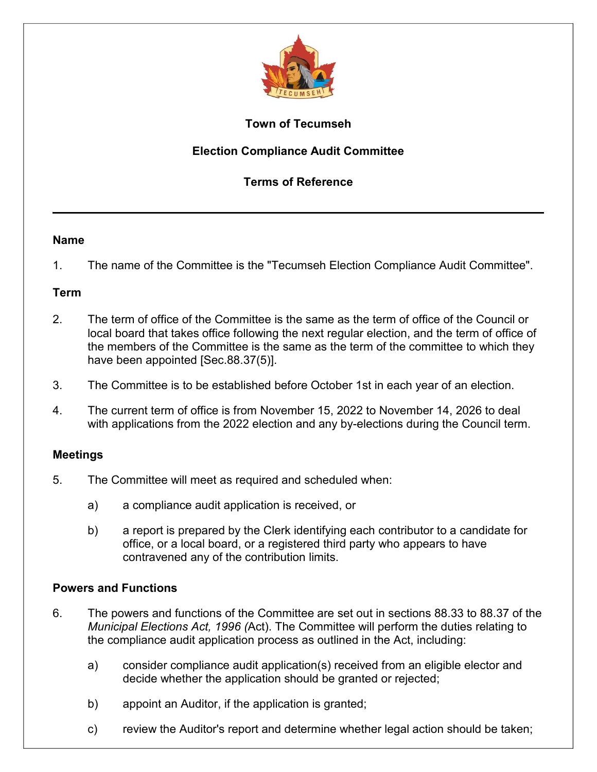# Town of Tecumseh

## Election Compliance Audit Committee

## Terms of Reference

---

### Name

1. The name of the Committee is the "Tecumseh Election Compliance Audit Committee".

### Term

2. The term of office of the Committee is the same as the term of office of the Council or local board that takes office following the next regular election, and the term of office of the members of the Committee is the same as the term of the committee to which they have been appointed [Sec.88.37(5)].

3. The Committee is to be established before October 1st in each year of an election.

4. The current term of office is from November 15, 2022 to November 14, 2026 to deal with applications from the 2022 election and any by-elections during the Council term.

### Meetings

5. The Committee will meet as required and scheduled when:

   a) a compliance audit application is received, or

   b) a report is prepared by the Clerk identifying each contributor to a candidate for office, or a local board, or a registered third party who appears to have contravened any of the contribution limits.

### Powers and Functions

6. The powers and functions of the Committee are set out in sections 88.33 to 88.37 of the *Municipal Elections Act, 1996* (Act). The Committee will perform the duties relating to the compliance audit application process as outlined in the Act, including:

   a) consider compliance audit application(s) received from an eligible elector and decide whether the application should be granted or rejected;

   b) appoint an Auditor, if the application is granted;

   c) review the Auditor's report and determine whether legal action should be taken;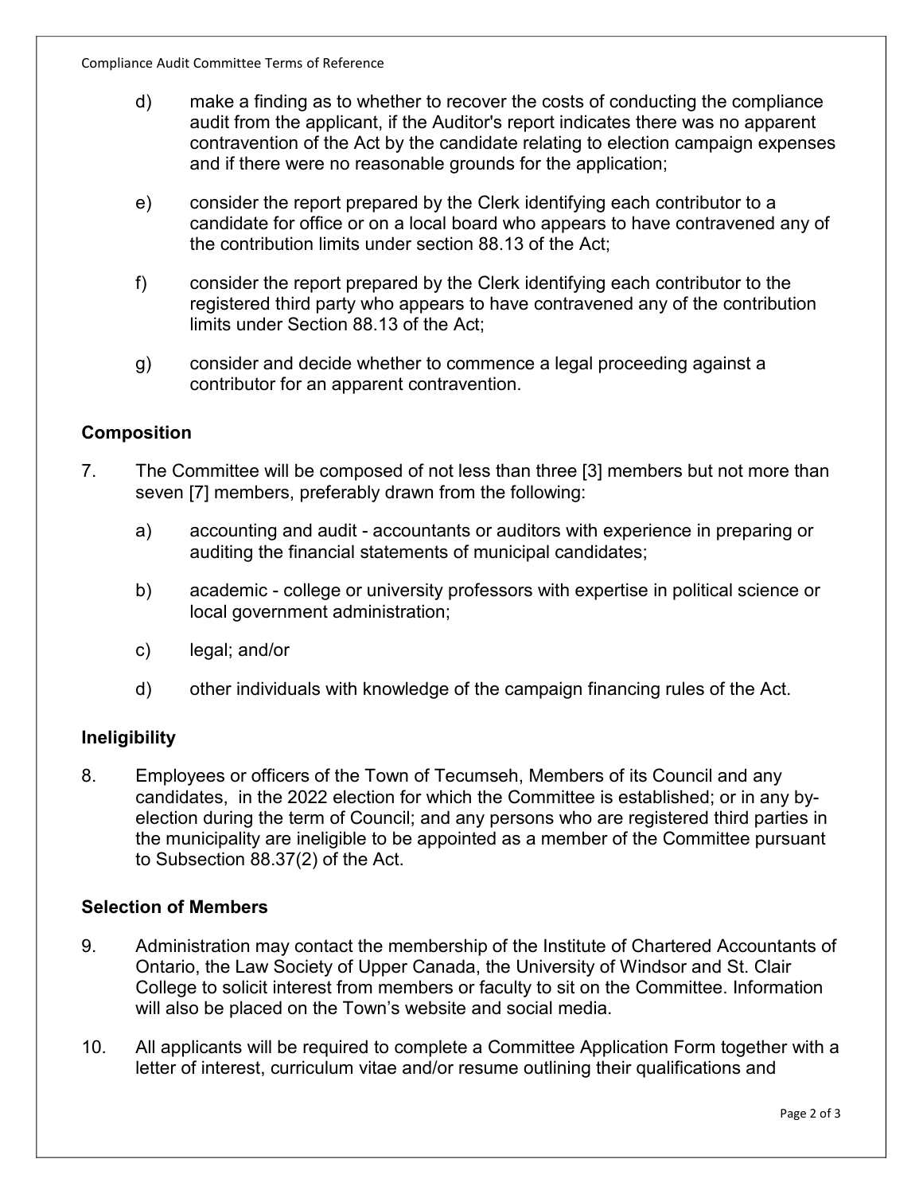d) make a finding as to whether to recover the costs of conducting the compliance audit from the applicant, if the Auditor's report indicates there was no apparent contravention of the Act by the candidate relating to election campaign expenses and if there were no reasonable grounds for the application;

e) consider the report prepared by the Clerk identifying each contributor to a candidate for office or on a local board who appears to have contravened any of the contribution limits under section 88.13 of the Act;

f) consider the report prepared by the Clerk identifying each contributor to the registered third party who appears to have contravened any of the contribution limits under Section 88.13 of the Act;

g) consider and decide whether to commence a legal proceeding against a contributor for an apparent contravention.

## Composition

7. The Committee will be composed of not less than three [3] members but not more than seven [7] members, preferably drawn from the following:

   a) accounting and audit - accountants or auditors with experience in preparing or auditing the financial statements of municipal candidates;

   b) academic - college or university professors with expertise in political science or local government administration;

   c) legal; and/or

   d) other individuals with knowledge of the campaign financing rules of the Act.

## Ineligibility

8. Employees or officers of the Town of Tecumseh, Members of its Council and any candidates, in the 2022 election for which the Committee is established; or in any by-election during the term of Council; and any persons who are registered third parties in the municipality are ineligible to be appointed as a member of the Committee pursuant to Subsection 88.37(2) of the Act.

## Selection of Members

9. Administration may contact the membership of the Institute of Chartered Accountants of Ontario, the Law Society of Upper Canada, the University of Windsor and St. Clair College to solicit interest from members or faculty to sit on the Committee. Information will also be placed on the Town's website and social media.

10. All applicants will be required to complete a Committee Application Form together with a letter of interest, curriculum vitae and/or resume outlining their qualifications and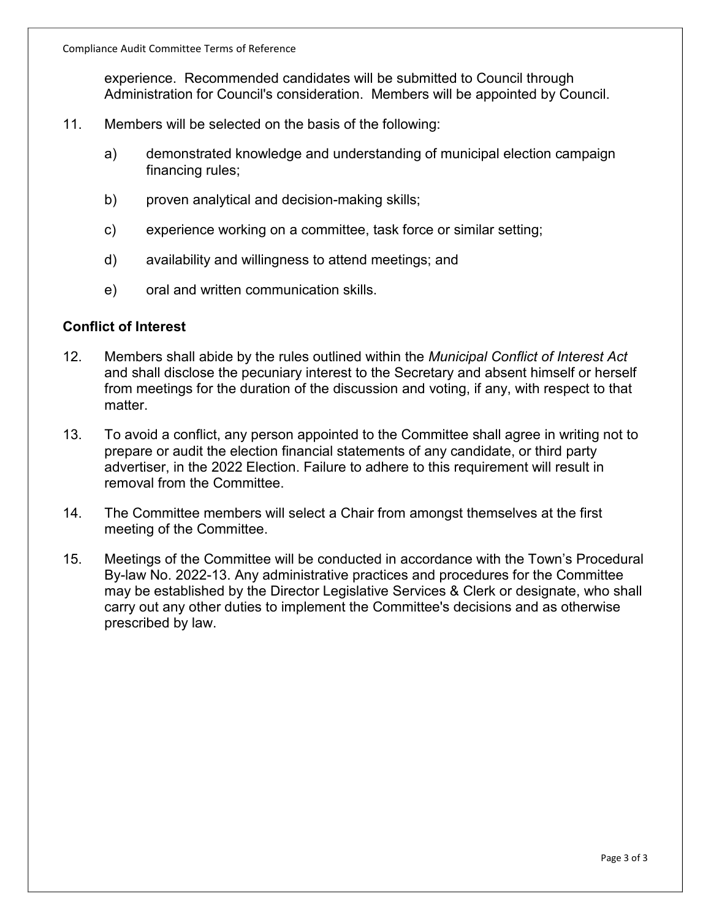experience. Recommended candidates will be submitted to Council through Administration for Council's consideration. Members will be appointed by Council.

11. Members will be selected on the basis of the following:

    a) demonstrated knowledge and understanding of municipal election campaign financing rules;

    b) proven analytical and decision-making skills;

    c) experience working on a committee, task force or similar setting;

    d) availability and willingness to attend meetings; and

    e) oral and written communication skills.

**Conflict of Interest**

12. Members shall abide by the rules outlined within the *Municipal Conflict of Interest Act* and shall disclose the pecuniary interest to the Secretary and absent himself or herself from meetings for the duration of the discussion and voting, if any, with respect to that matter.

13. To avoid a conflict, any person appointed to the Committee shall agree in writing not to prepare or audit the election financial statements of any candidate, or third party advertiser, in the 2022 Election. Failure to adhere to this requirement will result in removal from the Committee.

14. The Committee members will select a Chair from amongst themselves at the first meeting of the Committee.

15. Meetings of the Committee will be conducted in accordance with the Town's Procedural By-law No. 2022-13. Any administrative practices and procedures for the Committee may be established by the Director Legislative Services & Clerk or designate, who shall carry out any other duties to implement the Committee's decisions and as otherwise prescribed by law.